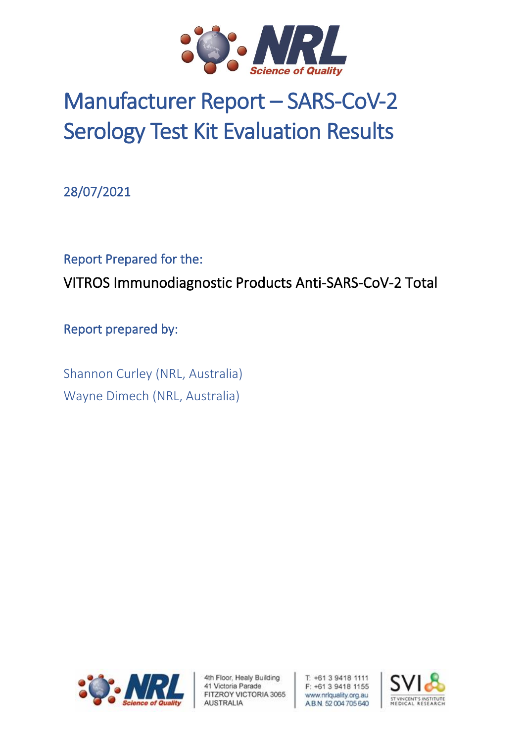# Manufacturer Report – SARS-CoV-2 Serology Test Kit Evaluation Results

28/07/2021

Report Prepared for the:

VITROS Immunodiagnostic Products Anti-SARS-CoV-2 Total

Report prepared by:

Shannon Curley (NRL, Australia)

Wayne Dimech (NRL, Australia)

4th Floor, Healy Building
41 Victoria Parade
FITZROY VICTORIA 3065
AUSTRALIA

T: +61 3 9418 1111
F: +61 3 9418 1155
www.nrlquality.org.au
A.B.N. 52 004 705 640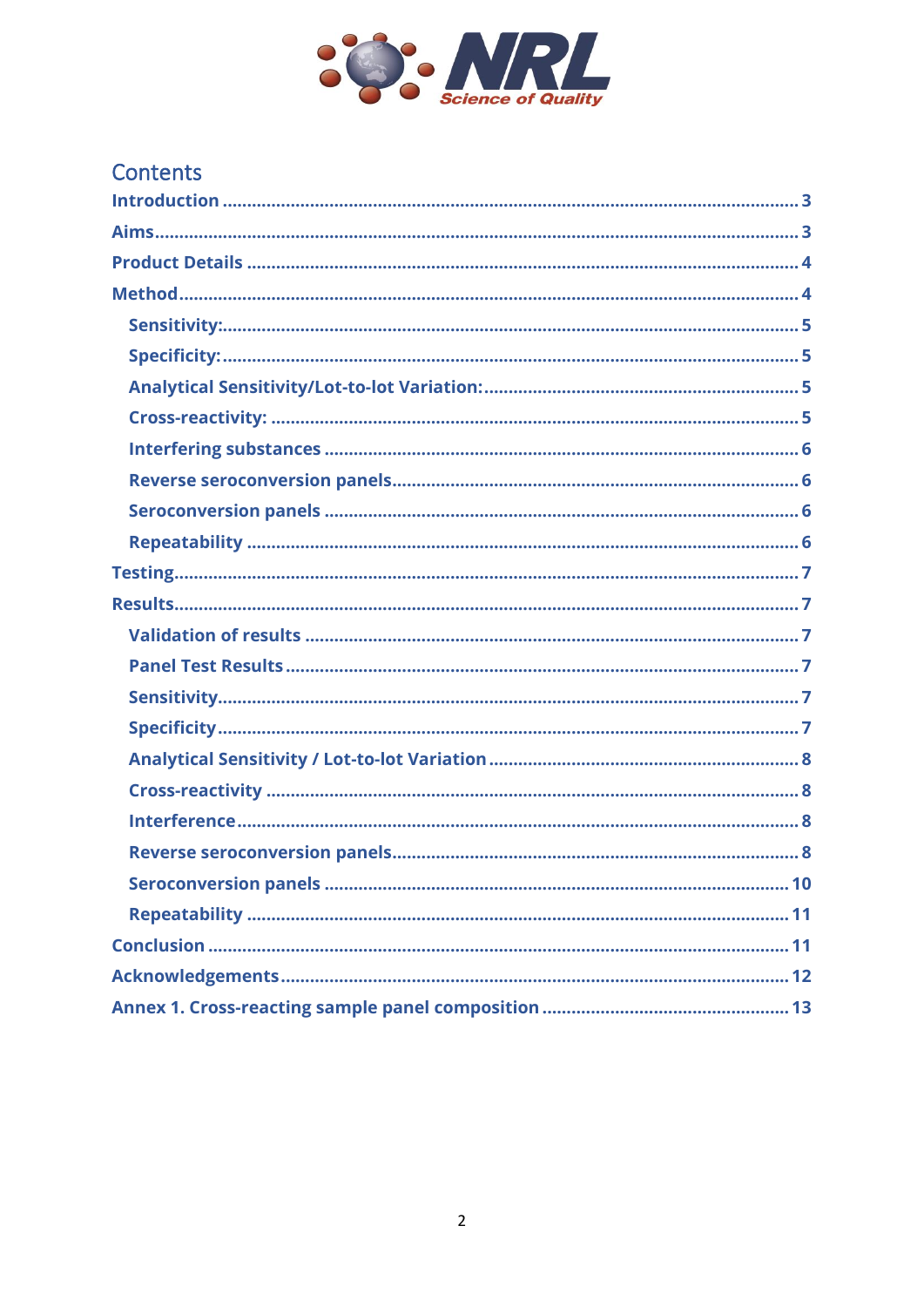# Contents

- Introduction ............ 3
- Aims ............ 3
- Product Details ............ 4
- Method ............ 4
  - Sensitivity: ............ 5
  - Specificity: ............ 5
  - Analytical Sensitivity/Lot-to-lot Variation: ............ 5
  - Cross-reactivity: ............ 5
  - Interfering substances ............ 6
  - Reverse seroconversion panels ............ 6
  - Seroconversion panels ............ 6
  - Repeatability ............ 6
- Testing ............ 7
- Results ............ 7
  - Validation of results ............ 7
  - Panel Test Results ............ 7
  - Sensitivity ............ 7
  - Specificity ............ 7
  - Analytical Sensitivity / Lot-to-lot Variation ............ 8
  - Cross-reactivity ............ 8
  - Interference ............ 8
  - Reverse seroconversion panels ............ 8
  - Seroconversion panels ............ 10
  - Repeatability ............ 11
- Conclusion ............ 11
- Acknowledgements ............ 12
- Annex 1. Cross-reacting sample panel composition ............ 13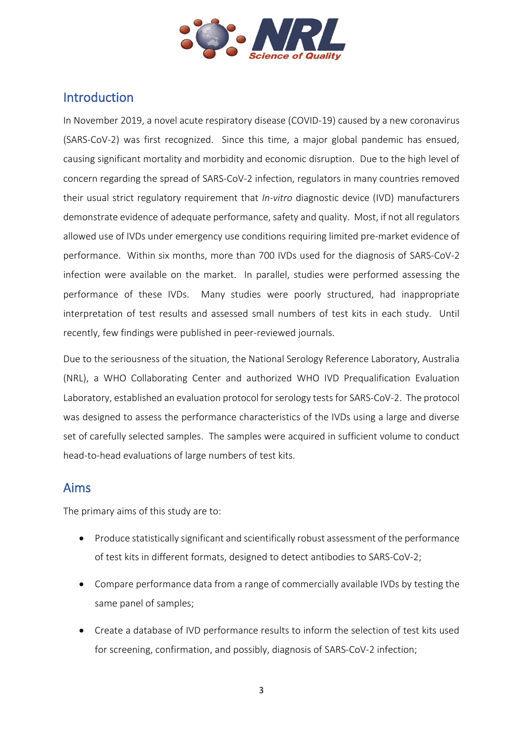## Introduction

In November 2019, a novel acute respiratory disease (COVID-19) caused by a new coronavirus (SARS-CoV-2) was first recognized. Since this time, a major global pandemic has ensued, causing significant mortality and morbidity and economic disruption. Due to the high level of concern regarding the spread of SARS-CoV-2 infection, regulators in many countries removed their usual strict regulatory requirement that *In-vitro* diagnostic device (IVD) manufacturers demonstrate evidence of adequate performance, safety and quality. Most, if not all regulators allowed use of IVDs under emergency use conditions requiring limited pre-market evidence of performance. Within six months, more than 700 IVDs used for the diagnosis of SARS-CoV-2 infection were available on the market. In parallel, studies were performed assessing the performance of these IVDs. Many studies were poorly structured, had inappropriate interpretation of test results and assessed small numbers of test kits in each study. Until recently, few findings were published in peer-reviewed journals.

Due to the seriousness of the situation, the National Serology Reference Laboratory, Australia (NRL), a WHO Collaborating Center and authorized WHO IVD Prequalification Evaluation Laboratory, established an evaluation protocol for serology tests for SARS-CoV-2. The protocol was designed to assess the performance characteristics of the IVDs using a large and diverse set of carefully selected samples. The samples were acquired in sufficient volume to conduct head-to-head evaluations of large numbers of test kits.

## Aims

The primary aims of this study are to:

- Produce statistically significant and scientifically robust assessment of the performance of test kits in different formats, designed to detect antibodies to SARS-CoV-2;
- Compare performance data from a range of commercially available IVDs by testing the same panel of samples;
- Create a database of IVD performance results to inform the selection of test kits used for screening, confirmation, and possibly, diagnosis of SARS-CoV-2 infection;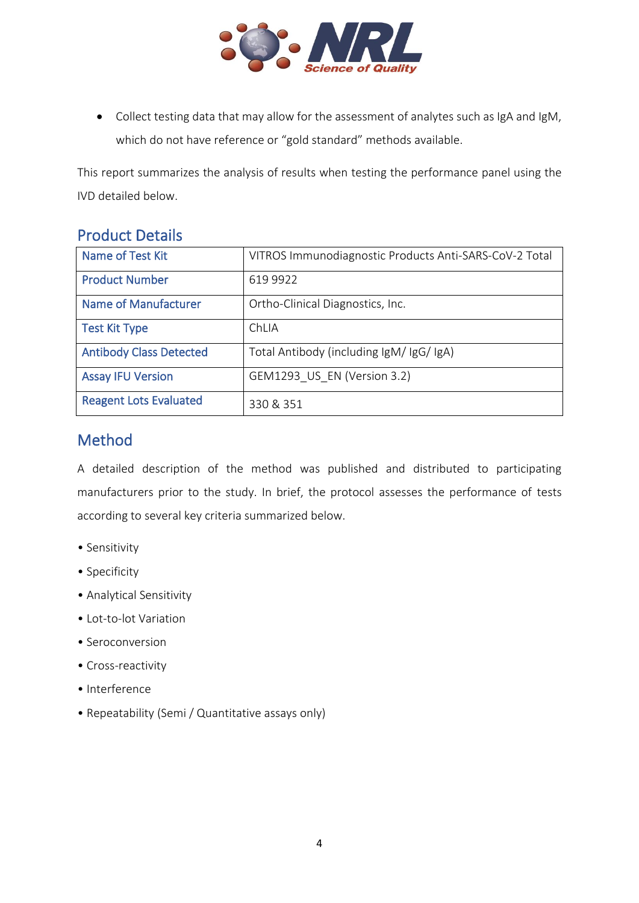- Collect testing data that may allow for the assessment of analytes such as IgA and IgM, which do not have reference or "gold standard" methods available.

This report summarizes the analysis of results when testing the performance panel using the IVD detailed below.

## Product Details

| | |
|---|---|
| Name of Test Kit | VITROS Immunodiagnostic Products Anti-SARS-CoV-2 Total |
| Product Number | 619 9922 |
| Name of Manufacturer | Ortho-Clinical Diagnostics, Inc. |
| Test Kit Type | ChLIA |
| Antibody Class Detected | Total Antibody (including IgM/ IgG/ IgA) |
| Assay IFU Version | GEM1293_US_EN (Version 3.2) |
| Reagent Lots Evaluated | 330 & 351 |

## Method

A detailed description of the method was published and distributed to participating manufacturers prior to the study. In brief, the protocol assesses the performance of tests according to several key criteria summarized below.

- Sensitivity
- Specificity
- Analytical Sensitivity
- Lot-to-lot Variation
- Seroconversion
- Cross-reactivity
- Interference
- Repeatability (Semi / Quantitative assays only)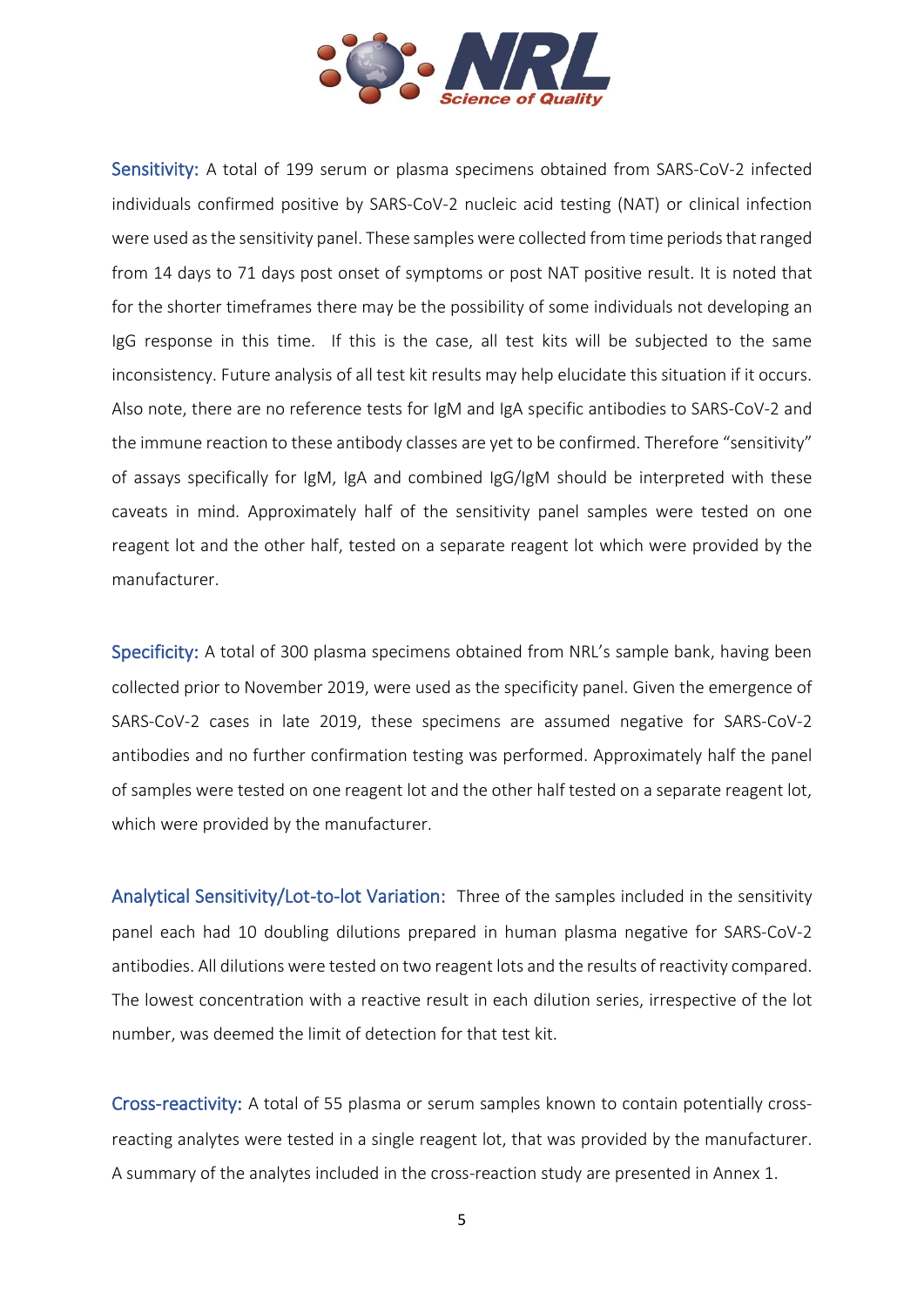**Sensitivity:** A total of 199 serum or plasma specimens obtained from SARS-CoV-2 infected individuals confirmed positive by SARS-CoV-2 nucleic acid testing (NAT) or clinical infection were used as the sensitivity panel. These samples were collected from time periods that ranged from 14 days to 71 days post onset of symptoms or post NAT positive result. It is noted that for the shorter timeframes there may be the possibility of some individuals not developing an IgG response in this time. If this is the case, all test kits will be subjected to the same inconsistency. Future analysis of all test kit results may help elucidate this situation if it occurs. Also note, there are no reference tests for IgM and IgA specific antibodies to SARS-CoV-2 and the immune reaction to these antibody classes are yet to be confirmed. Therefore "sensitivity" of assays specifically for IgM, IgA and combined IgG/IgM should be interpreted with these caveats in mind. Approximately half of the sensitivity panel samples were tested on one reagent lot and the other half, tested on a separate reagent lot which were provided by the manufacturer.

**Specificity:** A total of 300 plasma specimens obtained from NRL's sample bank, having been collected prior to November 2019, were used as the specificity panel. Given the emergence of SARS-CoV-2 cases in late 2019, these specimens are assumed negative for SARS-CoV-2 antibodies and no further confirmation testing was performed. Approximately half the panel of samples were tested on one reagent lot and the other half tested on a separate reagent lot, which were provided by the manufacturer.

**Analytical Sensitivity/Lot-to-lot Variation:** Three of the samples included in the sensitivity panel each had 10 doubling dilutions prepared in human plasma negative for SARS-CoV-2 antibodies. All dilutions were tested on two reagent lots and the results of reactivity compared. The lowest concentration with a reactive result in each dilution series, irrespective of the lot number, was deemed the limit of detection for that test kit.

**Cross-reactivity:** A total of 55 plasma or serum samples known to contain potentially cross-reacting analytes were tested in a single reagent lot, that was provided by the manufacturer. A summary of the analytes included in the cross-reaction study are presented in Annex 1.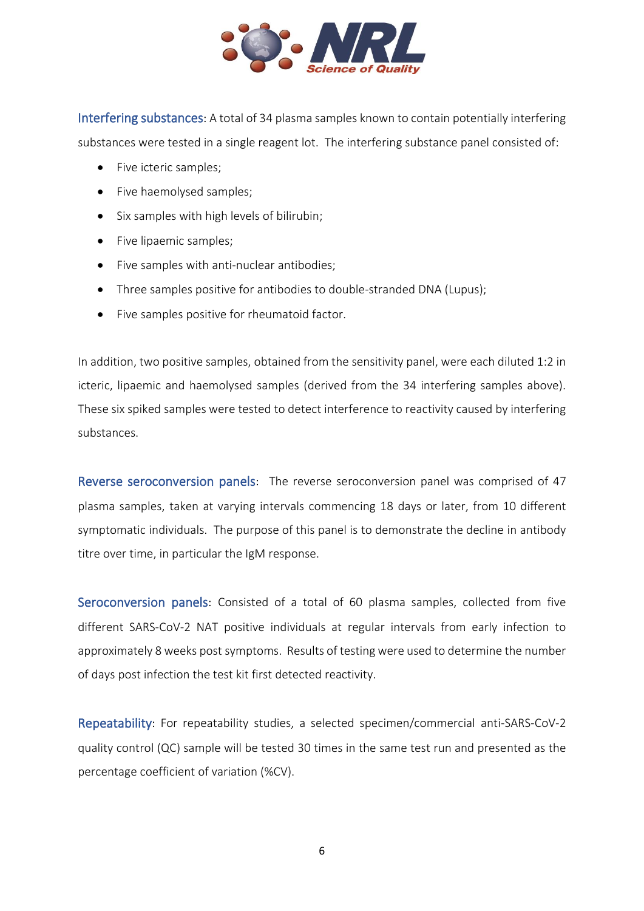Interfering substances: A total of 34 plasma samples known to contain potentially interfering substances were tested in a single reagent lot. The interfering substance panel consisted of:

- Five icteric samples;
- Five haemolysed samples;
- Six samples with high levels of bilirubin;
- Five lipaemic samples;
- Five samples with anti-nuclear antibodies;
- Three samples positive for antibodies to double-stranded DNA (Lupus);
- Five samples positive for rheumatoid factor.

In addition, two positive samples, obtained from the sensitivity panel, were each diluted 1:2 in icteric, lipaemic and haemolysed samples (derived from the 34 interfering samples above). These six spiked samples were tested to detect interference to reactivity caused by interfering substances.

Reverse seroconversion panels: The reverse seroconversion panel was comprised of 47 plasma samples, taken at varying intervals commencing 18 days or later, from 10 different symptomatic individuals. The purpose of this panel is to demonstrate the decline in antibody titre over time, in particular the IgM response.

Seroconversion panels: Consisted of a total of 60 plasma samples, collected from five different SARS-CoV-2 NAT positive individuals at regular intervals from early infection to approximately 8 weeks post symptoms. Results of testing were used to determine the number of days post infection the test kit first detected reactivity.

Repeatability: For repeatability studies, a selected specimen/commercial anti-SARS-CoV-2 quality control (QC) sample will be tested 30 times in the same test run and presented as the percentage coefficient of variation (%CV).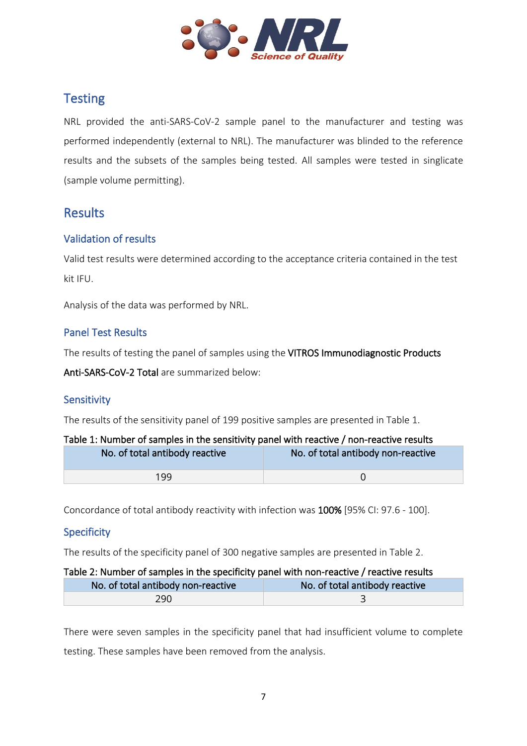## Testing

NRL provided the anti-SARS-CoV-2 sample panel to the manufacturer and testing was performed independently (external to NRL). The manufacturer was blinded to the reference results and the subsets of the samples being tested. All samples were tested in singlicate (sample volume permitting).

## Results

### Validation of results

Valid test results were determined according to the acceptance criteria contained in the test kit IFU.

Analysis of the data was performed by NRL.

### Panel Test Results

The results of testing the panel of samples using the VITROS Immunodiagnostic Products Anti-SARS-CoV-2 Total are summarized below:

### Sensitivity

The results of the sensitivity panel of 199 positive samples are presented in Table 1.

Table 1: Number of samples in the sensitivity panel with reactive / non-reactive results

| No. of total antibody reactive | No. of total antibody non-reactive |
|---|---|
| 199 | 0 |

Concordance of total antibody reactivity with infection was **100%** [95% CI: 97.6 - 100].

### Specificity

The results of the specificity panel of 300 negative samples are presented in Table 2.

Table 2: Number of samples in the specificity panel with non-reactive / reactive results

| No. of total antibody non-reactive | No. of total antibody reactive |
|---|---|
| 290 | 3 |

There were seven samples in the specificity panel that had insufficient volume to complete testing. These samples have been removed from the analysis.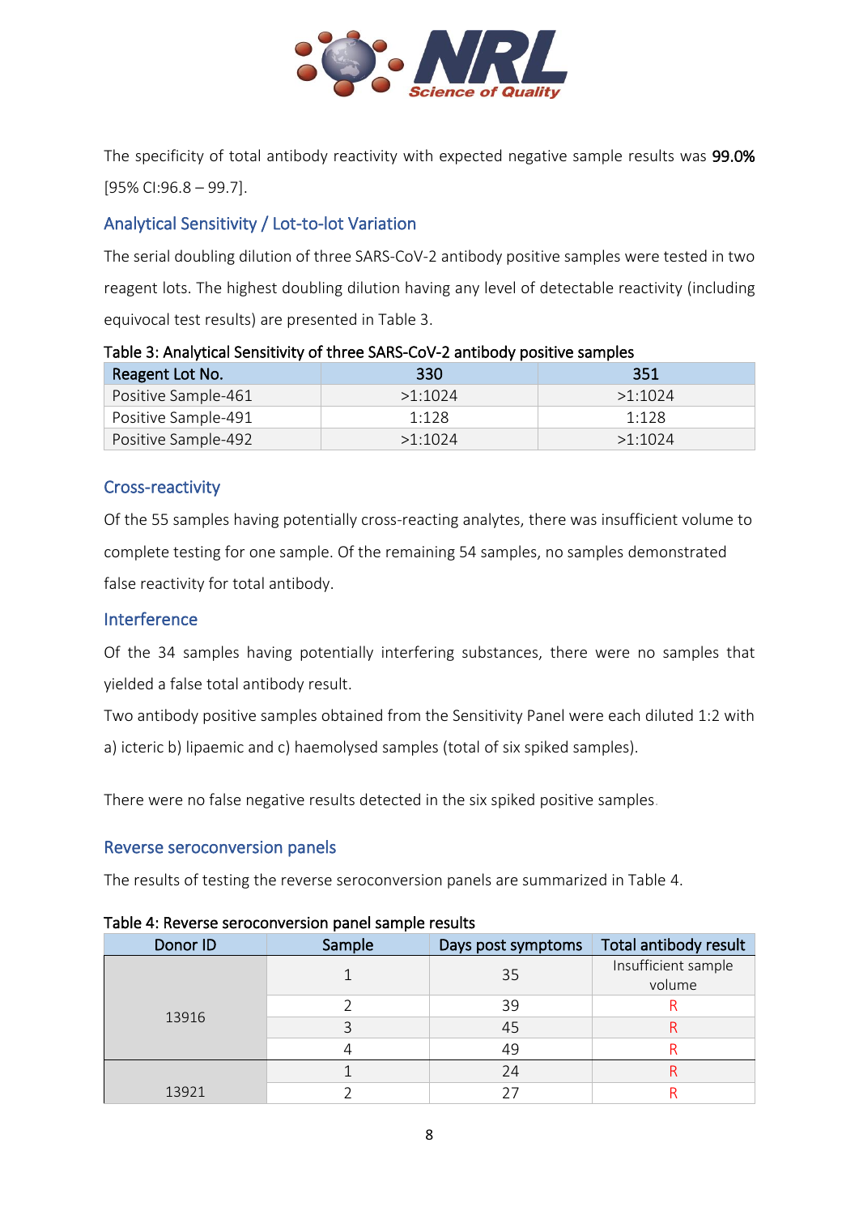The specificity of total antibody reactivity with expected negative sample results was **99.0%** [95% CI:96.8 – 99.7].

## Analytical Sensitivity / Lot-to-lot Variation

The serial doubling dilution of three SARS-CoV-2 antibody positive samples were tested in two reagent lots. The highest doubling dilution having any level of detectable reactivity (including equivocal test results) are presented in Table 3.

Table 3: Analytical Sensitivity of three SARS-CoV-2 antibody positive samples

| Reagent Lot No. | 330 | 351 |
|---|---|---|
| Positive Sample-461 | >1:1024 | >1:1024 |
| Positive Sample-491 | 1:128 | 1:128 |
| Positive Sample-492 | >1:1024 | >1:1024 |

## Cross-reactivity

Of the 55 samples having potentially cross-reacting analytes, there was insufficient volume to complete testing for one sample. Of the remaining 54 samples, no samples demonstrated false reactivity for total antibody.

## Interference

Of the 34 samples having potentially interfering substances, there were no samples that yielded a false total antibody result.

Two antibody positive samples obtained from the Sensitivity Panel were each diluted 1:2 with a) icteric b) lipaemic and c) haemolysed samples (total of six spiked samples).

There were no false negative results detected in the six spiked positive samples.

## Reverse seroconversion panels

The results of testing the reverse seroconversion panels are summarized in Table 4.

Table 4: Reverse seroconversion panel sample results

| Donor ID | Sample | Days post symptoms | Total antibody result |
|---|---|---|---|
| 13916 | 1 | 35 | Insufficient sample volume |
| | 2 | 39 | R |
| | 3 | 45 | R |
| | 4 | 49 | R |
| 13921 | 1 | 24 | R |
| | 2 | 27 | R |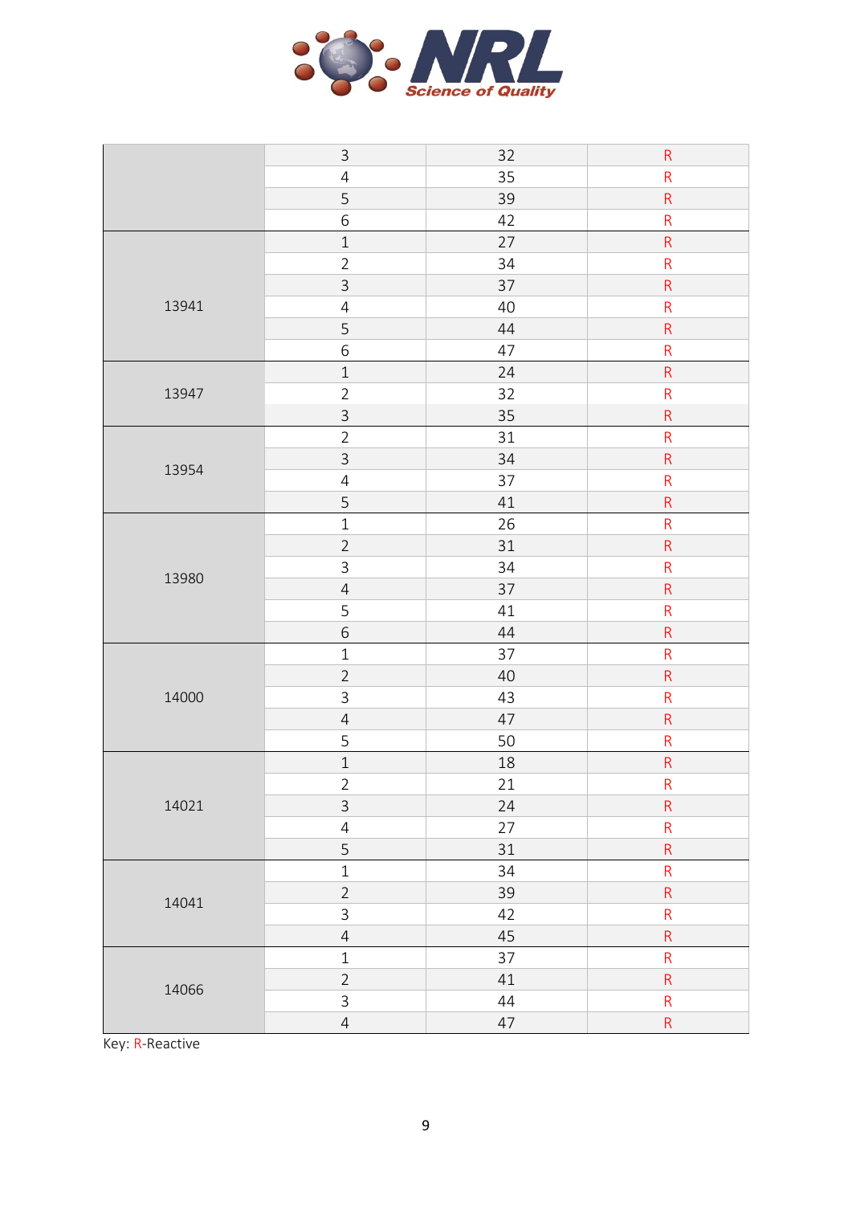| | | | |
|---|---|---|---|
| | 3 | 32 | R |
| | 4 | 35 | R |
| | 5 | 39 | R |
| | 6 | 42 | R |
| 13941 | 1 | 27 | R |
| | 2 | 34 | R |
| | 3 | 37 | R |
| | 4 | 40 | R |
| | 5 | 44 | R |
| | 6 | 47 | R |
| 13947 | 1 | 24 | R |
| | 2 | 32 | R |
| | 3 | 35 | R |
| 13954 | 2 | 31 | R |
| | 3 | 34 | R |
| | 4 | 37 | R |
| | 5 | 41 | R |
| 13980 | 1 | 26 | R |
| | 2 | 31 | R |
| | 3 | 34 | R |
| | 4 | 37 | R |
| | 5 | 41 | R |
| | 6 | 44 | R |
| 14000 | 1 | 37 | R |
| | 2 | 40 | R |
| | 3 | 43 | R |
| | 4 | 47 | R |
| | 5 | 50 | R |
| 14021 | 1 | 18 | R |
| | 2 | 21 | R |
| | 3 | 24 | R |
| | 4 | 27 | R |
| | 5 | 31 | R |
| 14041 | 1 | 34 | R |
| | 2 | 39 | R |
| | 3 | 42 | R |
| | 4 | 45 | R |
| 14066 | 1 | 37 | R |
| | 2 | 41 | R |
| | 3 | 44 | R |
| | 4 | 47 | R |

Key: R-Reactive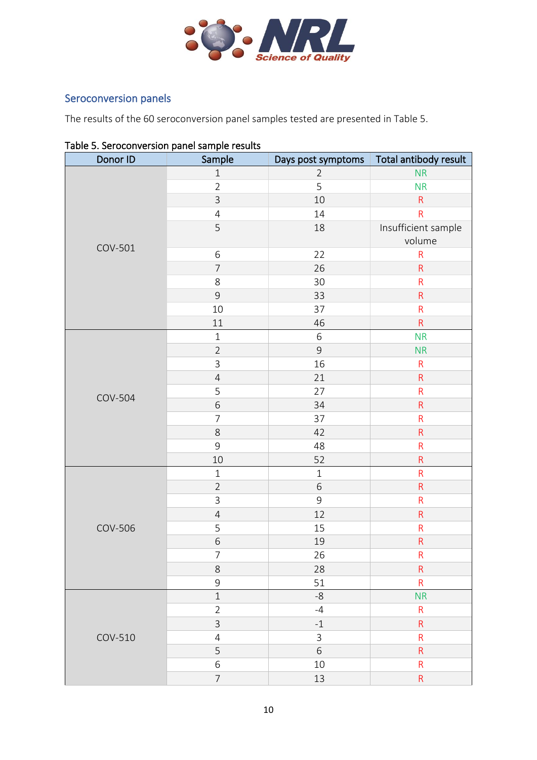## Seroconversion panels

The results of the 60 seroconversion panel samples tested are presented in Table 5.

Table 5. Seroconversion panel sample results

| Donor ID | Sample | Days post symptoms | Total antibody result |
|---|---|---|---|
| COV-501 | 1 | 2 | NR |
| | 2 | 5 | NR |
| | 3 | 10 | R |
| | 4 | 14 | R |
| | 5 | 18 | Insufficient sample volume |
| | 6 | 22 | R |
| | 7 | 26 | R |
| | 8 | 30 | R |
| | 9 | 33 | R |
| | 10 | 37 | R |
| | 11 | 46 | R |
| COV-504 | 1 | 6 | NR |
| | 2 | 9 | NR |
| | 3 | 16 | R |
| | 4 | 21 | R |
| | 5 | 27 | R |
| | 6 | 34 | R |
| | 7 | 37 | R |
| | 8 | 42 | R |
| | 9 | 48 | R |
| | 10 | 52 | R |
| COV-506 | 1 | 1 | R |
| | 2 | 6 | R |
| | 3 | 9 | R |
| | 4 | 12 | R |
| | 5 | 15 | R |
| | 6 | 19 | R |
| | 7 | 26 | R |
| | 8 | 28 | R |
| | 9 | 51 | R |
| COV-510 | 1 | -8 | NR |
| | 2 | -4 | R |
| | 3 | -1 | R |
| | 4 | 3 | R |
| | 5 | 6 | R |
| | 6 | 10 | R |
| | 7 | 13 | R |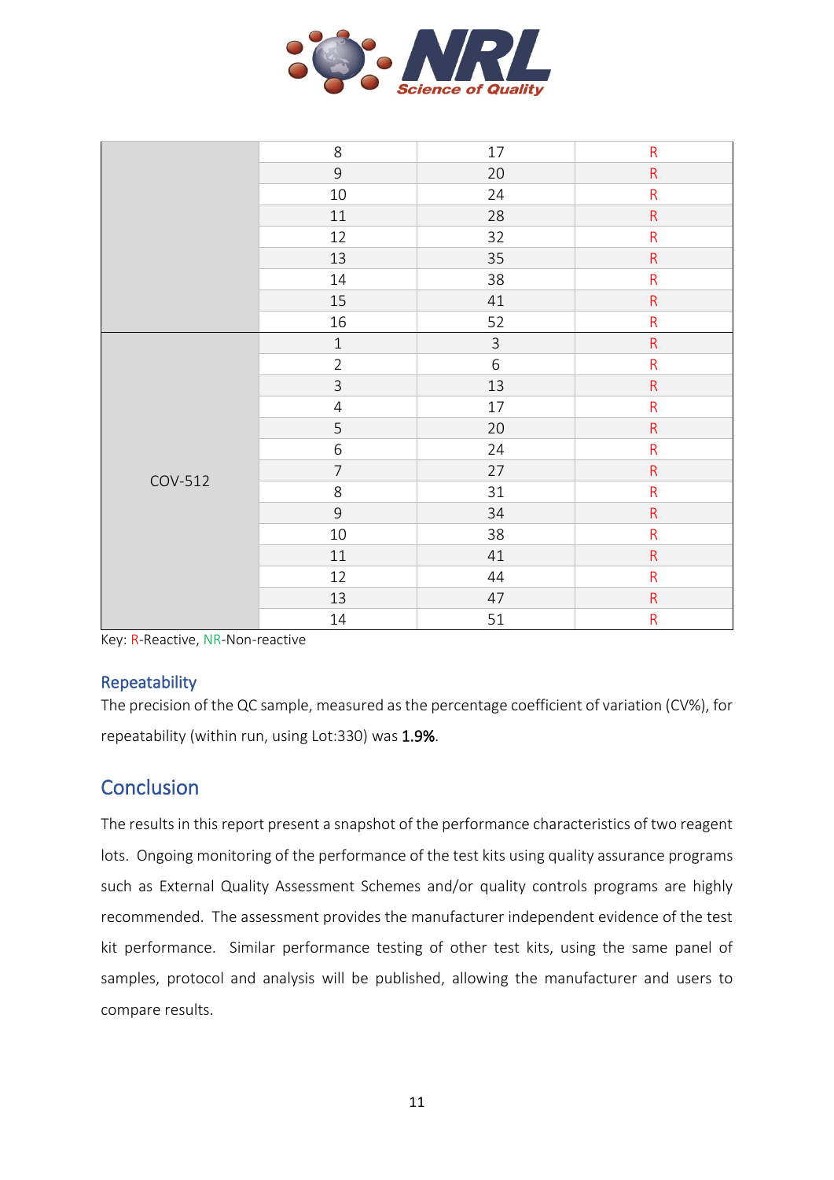| | | | |
|---|---|---|---|
| | 8 | 17 | R |
| | 9 | 20 | R |
| | 10 | 24 | R |
| | 11 | 28 | R |
| | 12 | 32 | R |
| | 13 | 35 | R |
| | 14 | 38 | R |
| | 15 | 41 | R |
| | 16 | 52 | R |
| COV-512 | 1 | 3 | R |
| | 2 | 6 | R |
| | 3 | 13 | R |
| | 4 | 17 | R |
| | 5 | 20 | R |
| | 6 | 24 | R |
| | 7 | 27 | R |
| | 8 | 31 | R |
| | 9 | 34 | R |
| | 10 | 38 | R |
| | 11 | 41 | R |
| | 12 | 44 | R |
| | 13 | 47 | R |
| | 14 | 51 | R |

Key: R-Reactive, NR-Non-reactive

### Repeatability

The precision of the QC sample, measured as the percentage coefficient of variation (CV%), for repeatability (within run, using Lot:330) was **1.9%**.

## Conclusion

The results in this report present a snapshot of the performance characteristics of two reagent lots. Ongoing monitoring of the performance of the test kits using quality assurance programs such as External Quality Assessment Schemes and/or quality controls programs are highly recommended. The assessment provides the manufacturer independent evidence of the test kit performance. Similar performance testing of other test kits, using the same panel of samples, protocol and analysis will be published, allowing the manufacturer and users to compare results.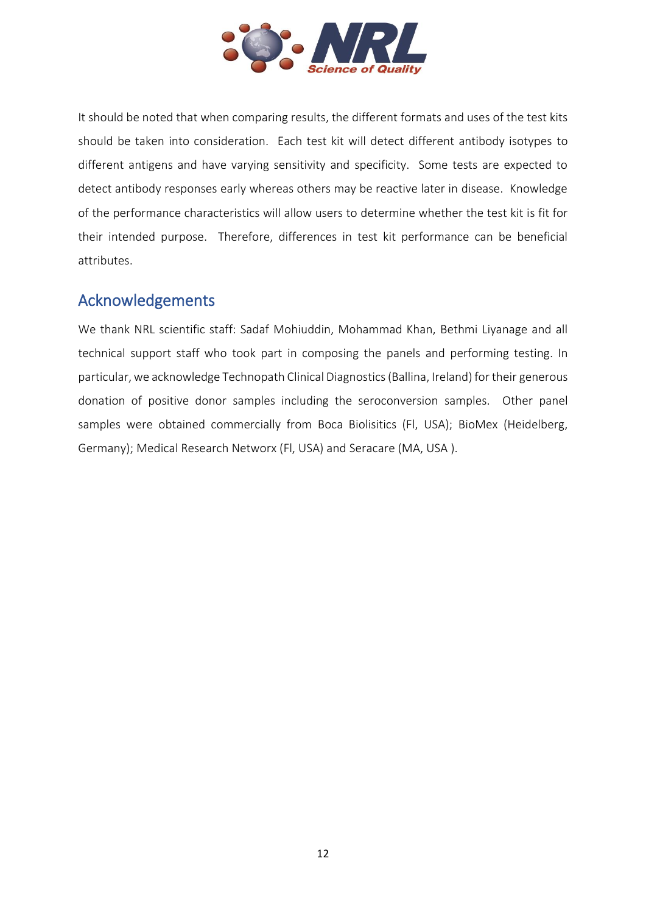It should be noted that when comparing results, the different formats and uses of the test kits should be taken into consideration. Each test kit will detect different antibody isotypes to different antigens and have varying sensitivity and specificity. Some tests are expected to detect antibody responses early whereas others may be reactive later in disease. Knowledge of the performance characteristics will allow users to determine whether the test kit is fit for their intended purpose. Therefore, differences in test kit performance can be beneficial attributes.

## Acknowledgements

We thank NRL scientific staff: Sadaf Mohiuddin, Mohammad Khan, Bethmi Liyanage and all technical support staff who took part in composing the panels and performing testing. In particular, we acknowledge Technopath Clinical Diagnostics (Ballina, Ireland) for their generous donation of positive donor samples including the seroconversion samples. Other panel samples were obtained commercially from Boca Biolisitics (Fl, USA); BioMex (Heidelberg, Germany); Medical Research Networx (Fl, USA) and Seracare (MA, USA ).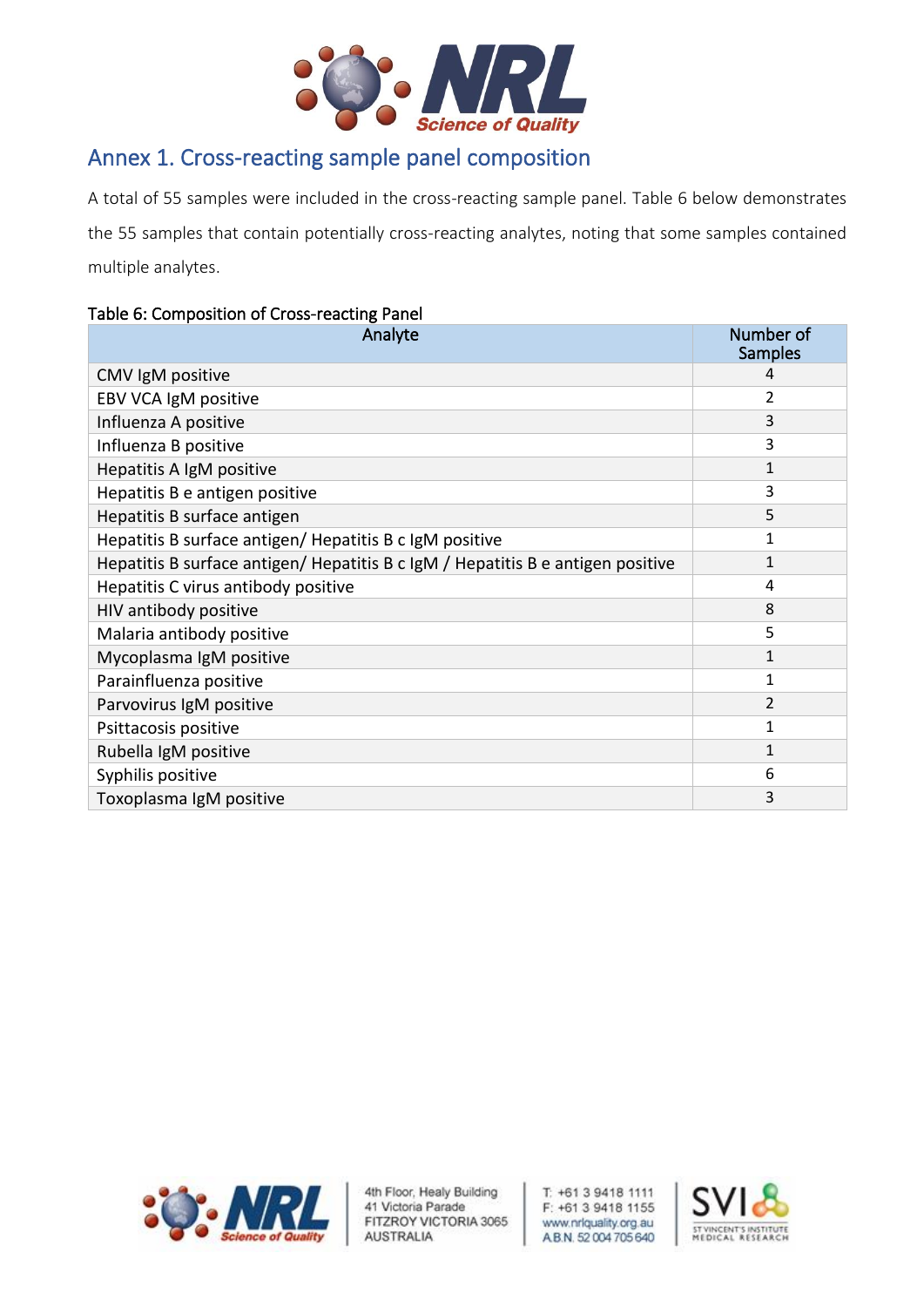## Annex 1. Cross-reacting sample panel composition

A total of 55 samples were included in the cross-reacting sample panel. Table 6 below demonstrates the 55 samples that contain potentially cross-reacting analytes, noting that some samples contained multiple analytes.

Table 6: Composition of Cross-reacting Panel

| Analyte | Number of Samples |
|---|---|
| CMV IgM positive | 4 |
| EBV VCA IgM positive | 2 |
| Influenza A positive | 3 |
| Influenza B positive | 3 |
| Hepatitis A IgM positive | 1 |
| Hepatitis B e antigen positive | 3 |
| Hepatitis B surface antigen | 5 |
| Hepatitis B surface antigen/ Hepatitis B c IgM positive | 1 |
| Hepatitis B surface antigen/ Hepatitis B c IgM / Hepatitis B e antigen positive | 1 |
| Hepatitis C virus antibody positive | 4 |
| HIV antibody positive | 8 |
| Malaria antibody positive | 5 |
| Mycoplasma IgM positive | 1 |
| Parainfluenza positive | 1 |
| Parvovirus IgM positive | 2 |
| Psittacosis positive | 1 |
| Rubella IgM positive | 1 |
| Syphilis positive | 6 |
| Toxoplasma IgM positive | 3 |